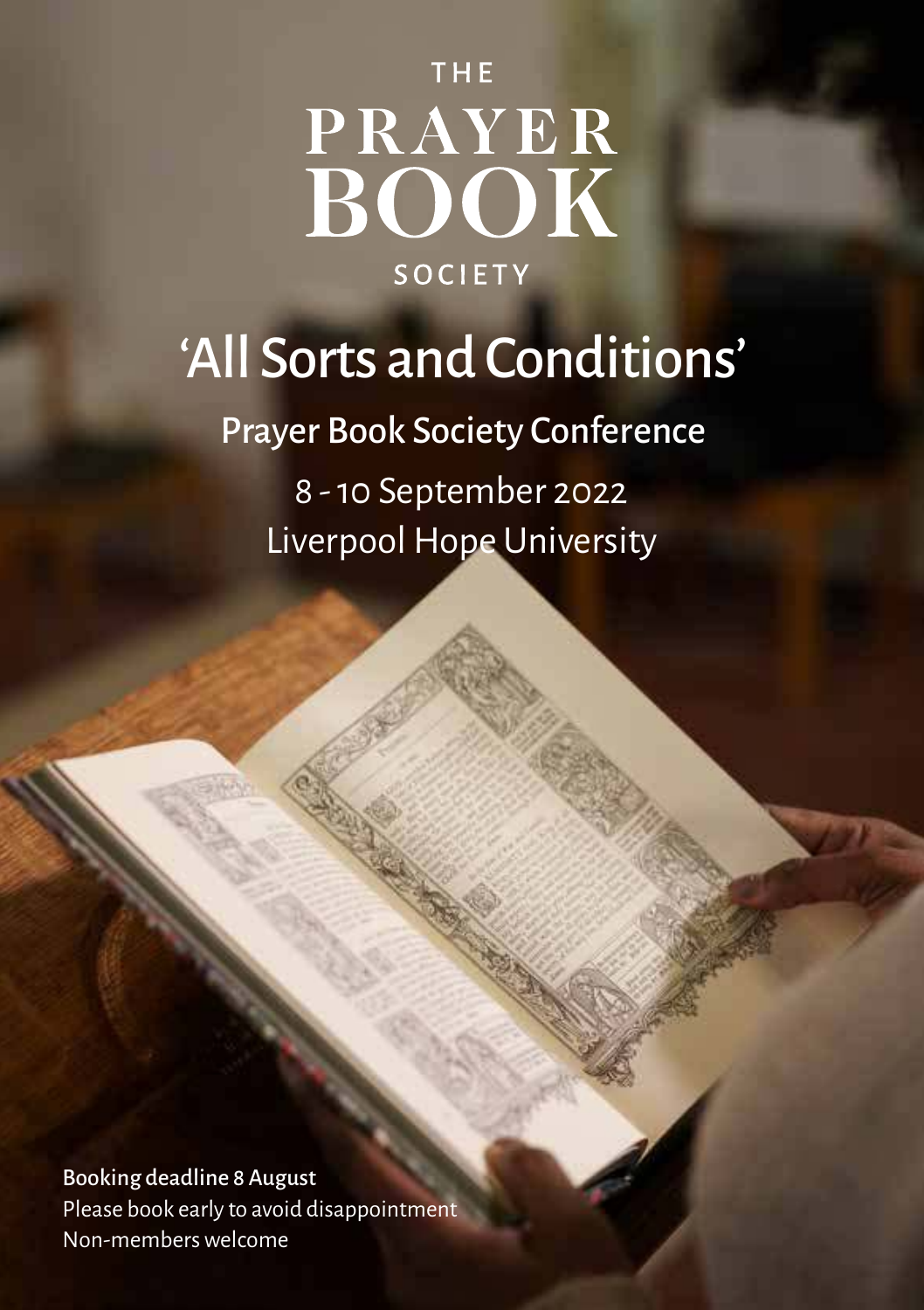THE
# PRAYER BOOK
SOCIETY

# 'All Sorts and Conditions'

## Prayer Book Society Conference

8 - 10 September 2022
Liverpool Hope University

**Booking deadline 8 August**
Please book early to avoid disappointment
Non-members welcome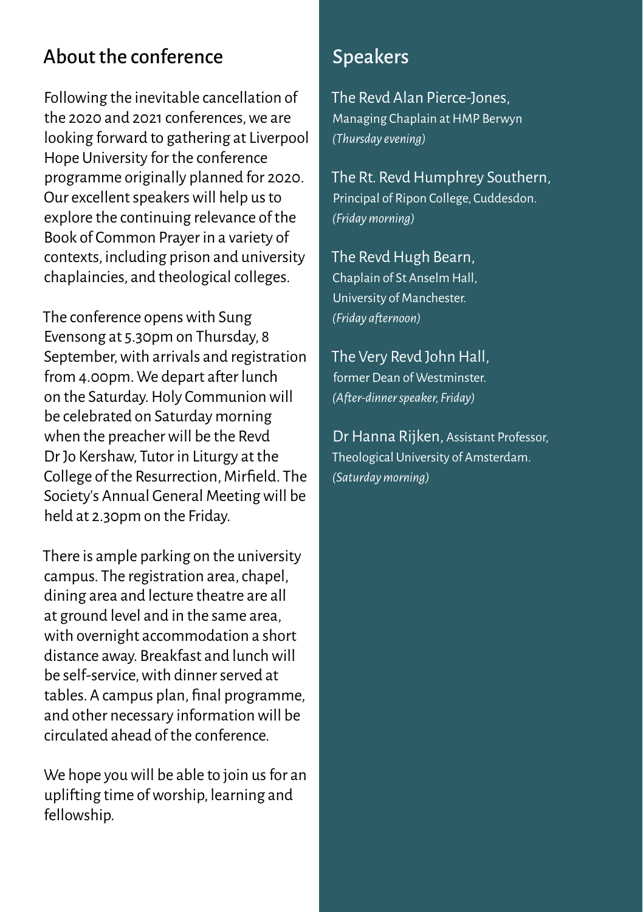## About the conference

Following the inevitable cancellation of the 2020 and 2021 conferences, we are looking forward to gathering at Liverpool Hope University for the conference programme originally planned for 2020. Our excellent speakers will help us to explore the continuing relevance of the Book of Common Prayer in a variety of contexts, including prison and university chaplaincies, and theological colleges.

The conference opens with Sung Evensong at 5.30pm on Thursday, 8 September, with arrivals and registration from 4.00pm. We depart after lunch on the Saturday. Holy Communion will be celebrated on Saturday morning when the preacher will be the Revd Dr Jo Kershaw, Tutor in Liturgy at the College of the Resurrection, Mirfield. The Society's Annual General Meeting will be held at 2.30pm on the Friday.

There is ample parking on the university campus. The registration area, chapel, dining area and lecture theatre are all at ground level and in the same area, with overnight accommodation a short distance away. Breakfast and lunch will be self-service, with dinner served at tables. A campus plan, final programme, and other necessary information will be circulated ahead of the conference.

We hope you will be able to join us for an uplifting time of worship, learning and fellowship.

## Speakers

The Revd Alan Pierce-Jones,
Managing Chaplain at HMP Berwyn
*(Thursday evening)*

The Rt. Revd Humphrey Southern,
Principal of Ripon College, Cuddesdon.
*(Friday morning)*

The Revd Hugh Bearn,
Chaplain of St Anselm Hall,
University of Manchester.
*(Friday afternoon)*

The Very Revd John Hall,
former Dean of Westminster.
*(After-dinner speaker, Friday)*

Dr Hanna Rijken, Assistant Professor,
Theological University of Amsterdam.
*(Saturday morning)*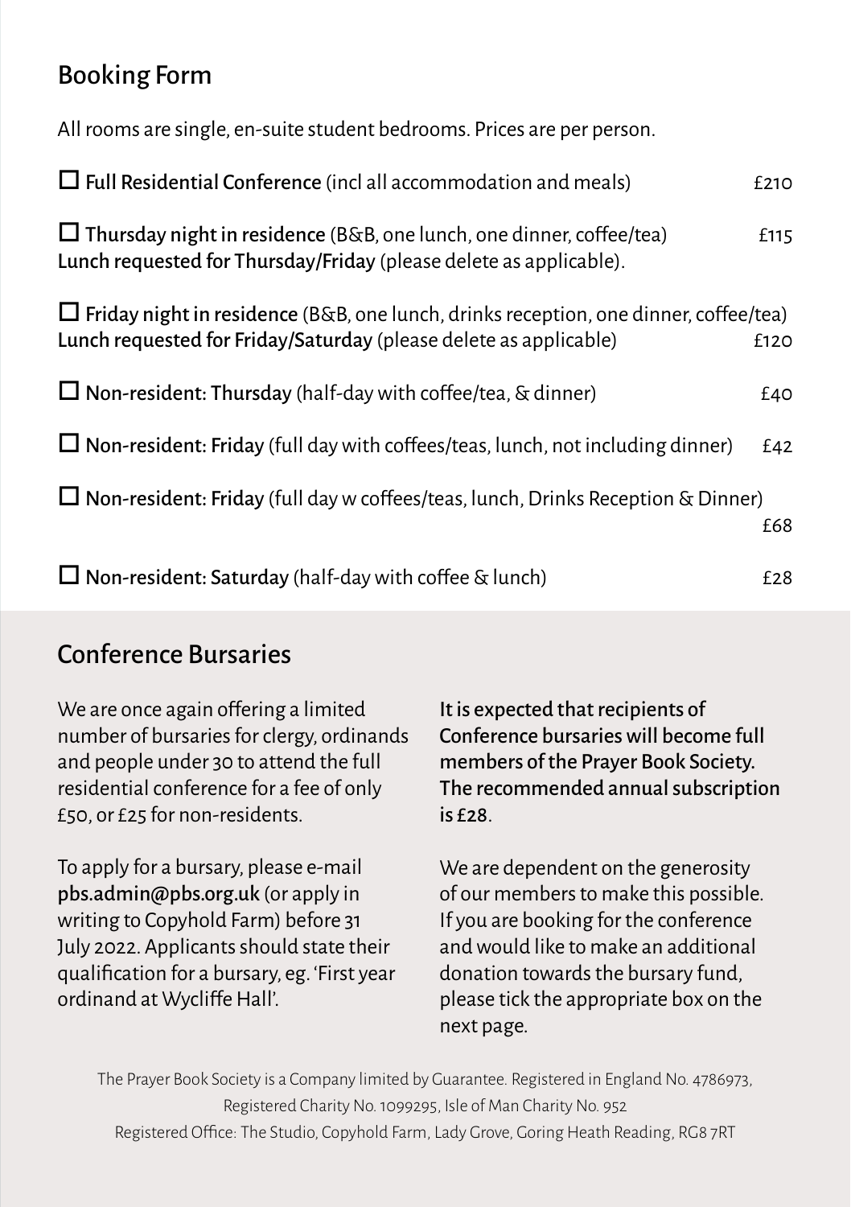## Booking Form

All rooms are single, en-suite student bedrooms. Prices are per person.

- ☐ **Full Residential Conference** (incl all accommodation and meals) — £210
- ☐ **Thursday night in residence** (B&B, one lunch, one dinner, coffee/tea) — £115
  **Lunch requested for Thursday/Friday** (please delete as applicable).
- ☐ **Friday night in residence** (B&B, one lunch, drinks reception, one dinner, coffee/tea)
  **Lunch requested for Friday/Saturday** (please delete as applicable) — £120
- ☐ **Non-resident: Thursday** (half-day with coffee/tea, & dinner) — £40
- ☐ **Non-resident: Friday** (full day with coffees/teas, lunch, not including dinner) — £42
- ☐ **Non-resident: Friday** (full day w coffees/teas, lunch, Drinks Reception & Dinner) — £68
- ☐ **Non-resident: Saturday** (half-day with coffee & lunch) — £28

## Conference Bursaries

We are once again offering a limited number of bursaries for clergy, ordinands and people under 30 to attend the full residential conference for a fee of only £50, or £25 for non-residents.

To apply for a bursary, please e-mail **pbs.admin@pbs.org.uk** (or apply in writing to Copyhold Farm) before 31 July 2022. Applicants should state their qualification for a bursary, eg. 'First year ordinand at Wycliffe Hall'.

**It is expected that recipients of Conference bursaries will become full members of the Prayer Book Society. The recommended annual subscription is £28**.

We are dependent on the generosity of our members to make this possible. If you are booking for the conference and would like to make an additional donation towards the bursary fund, please tick the appropriate box on the next page.

The Prayer Book Society is a Company limited by Guarantee. Registered in England No. 4786973, Registered Charity No. 1099295, Isle of Man Charity No. 952
Registered Office: The Studio, Copyhold Farm, Lady Grove, Goring Heath Reading, RG8 7RT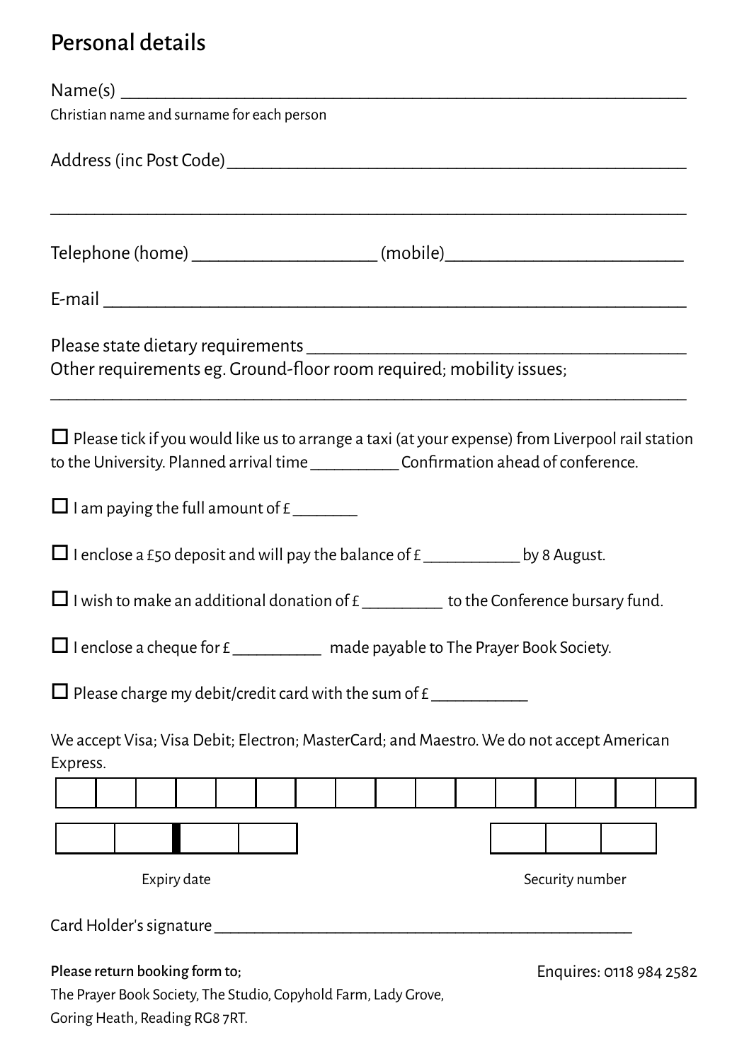## Personal details

Name(s) ____________________________________________________________

Christian name and surname for each person

Address (inc Post Code) ____________________________________________________

____________________________________________________________________

Telephone (home) ____________________ (mobile) ___________________________

E-mail _____________________________________________________________

Please state dietary requirements ______________________________________

Other requirements eg. Ground-floor room required; mobility issues;

____________________________________________________________________

☐ Please tick if you would like us to arrange a taxi (at your expense) from Liverpool rail station to the University. Planned arrival time __________ Confirmation ahead of conference.

☐ I am paying the full amount of £ ________

☐ I enclose a £50 deposit and will pay the balance of £ ___________ by 8 August.

☐ I wish to make an additional donation of £ _________ to the Conference bursary fund.

☐ I enclose a cheque for £ __________ made payable to The Prayer Book Society.

☐ Please charge my debit/credit card with the sum of £ ___________

We accept Visa; Visa Debit; Electron; MasterCard; and Maestro. We do not accept American Express.

| | | | | | | | | | | | | | | | |
|---|---|---|---|---|---|---|---|---|---|---|---|---|---|---|---|
| | | | | | | | | | | | | | | | |

Expiry date

| | | | |
|---|---|---|---|
| | | | |

Security number

| | | |
|---|---|---|
| | | |

Card Holder's signature ___________________________________________________

**Please return booking form to;**

The Prayer Book Society, The Studio, Copyhold Farm, Lady Grove, Goring Heath, Reading RG8 7RT.

Enquires: 0118 984 2582